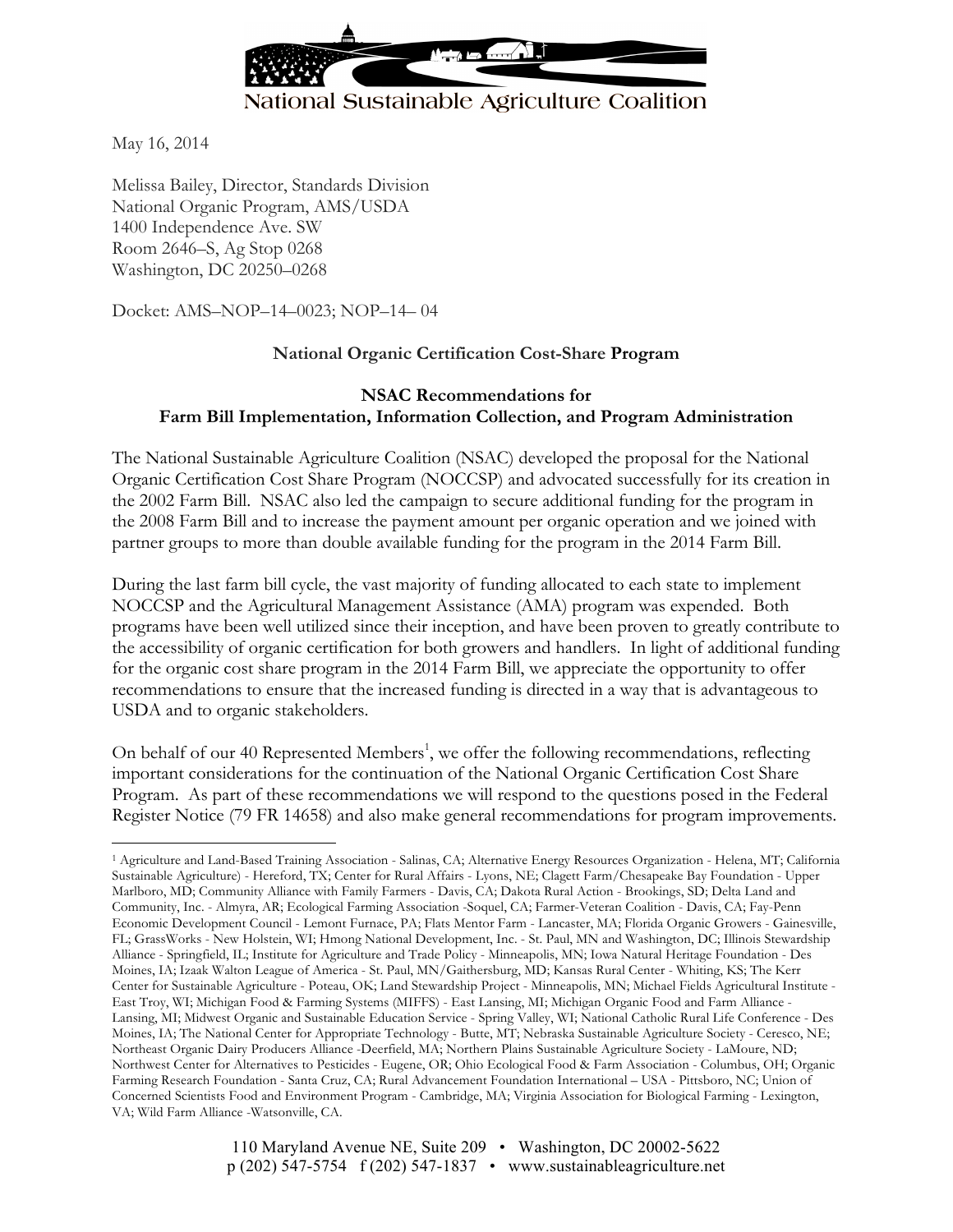National Sustainable Agriculture Coalition

May 16, 2014

Melissa Bailey, Director, Standards Division
National Organic Program, AMS/USDA
1400 Independence Ave. SW
Room 2646–S, Ag Stop 0268
Washington, DC 20250–0268

Docket: AMS–NOP–14–0023; NOP–14– 04

**National Organic Certification Cost-Share Program**

**NSAC Recommendations for Farm Bill Implementation, Information Collection, and Program Administration**

The National Sustainable Agriculture Coalition (NSAC) developed the proposal for the National Organic Certification Cost Share Program (NOCCSP) and advocated successfully for its creation in the 2002 Farm Bill. NSAC also led the campaign to secure additional funding for the program in the 2008 Farm Bill and to increase the payment amount per organic operation and we joined with partner groups to more than double available funding for the program in the 2014 Farm Bill.

During the last farm bill cycle, the vast majority of funding allocated to each state to implement NOCCSP and the Agricultural Management Assistance (AMA) program was expended. Both programs have been well utilized since their inception, and have been proven to greatly contribute to the accessibility of organic certification for both growers and handlers. In light of additional funding for the organic cost share program in the 2014 Farm Bill, we appreciate the opportunity to offer recommendations to ensure that the increased funding is directed in a way that is advantageous to USDA and to organic stakeholders.

On behalf of our 40 Represented Members[1], we offer the following recommendations, reflecting important considerations for the continuation of the National Organic Certification Cost Share Program. As part of these recommendations we will respond to the questions posed in the Federal Register Notice (79 FR 14658) and also make general recommendations for program improvements.

[1] Agriculture and Land-Based Training Association - Salinas, CA; Alternative Energy Resources Organization - Helena, MT; California Sustainable Agriculture) - Hereford, TX; Center for Rural Affairs - Lyons, NE; Clagett Farm/Chesapeake Bay Foundation - Upper Marlboro, MD; Community Alliance with Family Farmers - Davis, CA; Dakota Rural Action - Brookings, SD; Delta Land and Community, Inc. - Almyra, AR; Ecological Farming Association -Soquel, CA; Farmer-Veteran Coalition - Davis, CA; Fay-Penn Economic Development Council - Lemont Furnace, PA; Flats Mentor Farm - Lancaster, MA; Florida Organic Growers - Gainesville, FL; GrassWorks - New Holstein, WI; Hmong National Development, Inc. - St. Paul, MN and Washington, DC; Illinois Stewardship Alliance - Springfield, IL; Institute for Agriculture and Trade Policy - Minneapolis, MN; Iowa Natural Heritage Foundation - Des Moines, IA; Izaak Walton League of America - St. Paul, MN/Gaithersburg, MD; Kansas Rural Center - Whiting, KS; The Kerr Center for Sustainable Agriculture - Poteau, OK; Land Stewardship Project - Minneapolis, MN; Michael Fields Agricultural Institute - East Troy, WI; Michigan Food & Farming Systems (MIFFS) - East Lansing, MI; Michigan Organic Food and Farm Alliance - Lansing, MI; Midwest Organic and Sustainable Education Service - Spring Valley, WI; National Catholic Rural Life Conference - Des Moines, IA; The National Center for Appropriate Technology - Butte, MT; Nebraska Sustainable Agriculture Society - Ceresco, NE; Northeast Organic Dairy Producers Alliance -Deerfield, MA; Northern Plains Sustainable Agriculture Society - LaMoure, ND; Northwest Center for Alternatives to Pesticides - Eugene, OR; Ohio Ecological Food & Farm Association - Columbus, OH; Organic Farming Research Foundation - Santa Cruz, CA; Rural Advancement Foundation International – USA - Pittsboro, NC; Union of Concerned Scientists Food and Environment Program - Cambridge, MA; Virginia Association for Biological Farming - Lexington, VA; Wild Farm Alliance -Watsonville, CA.

110 Maryland Avenue NE, Suite 209 • Washington, DC 20002-5622
p (202) 547-5754 f (202) 547-1837 • www.sustainableagriculture.net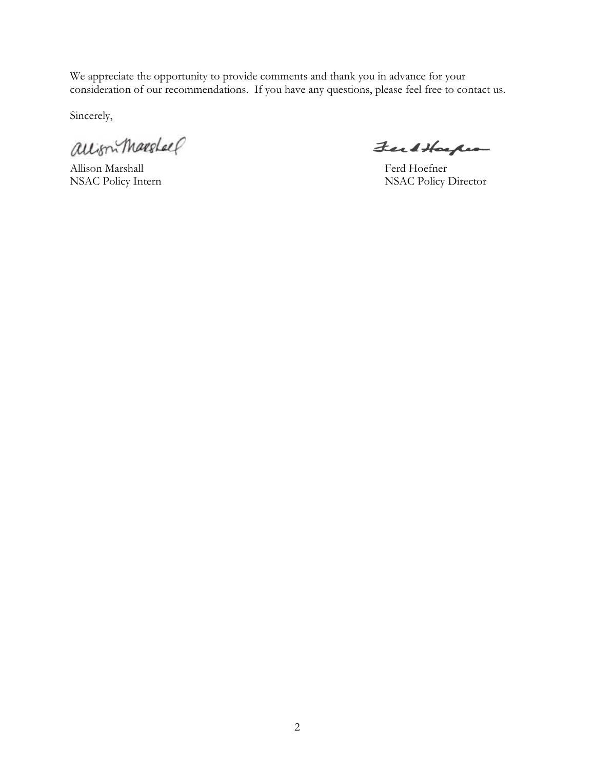We appreciate the opportunity to provide comments and thank you in advance for your consideration of our recommendations. If you have any questions, please feel free to contact us.

Sincerely,

Allison Marshall
NSAC Policy Intern

Ferd Hoefner
NSAC Policy Director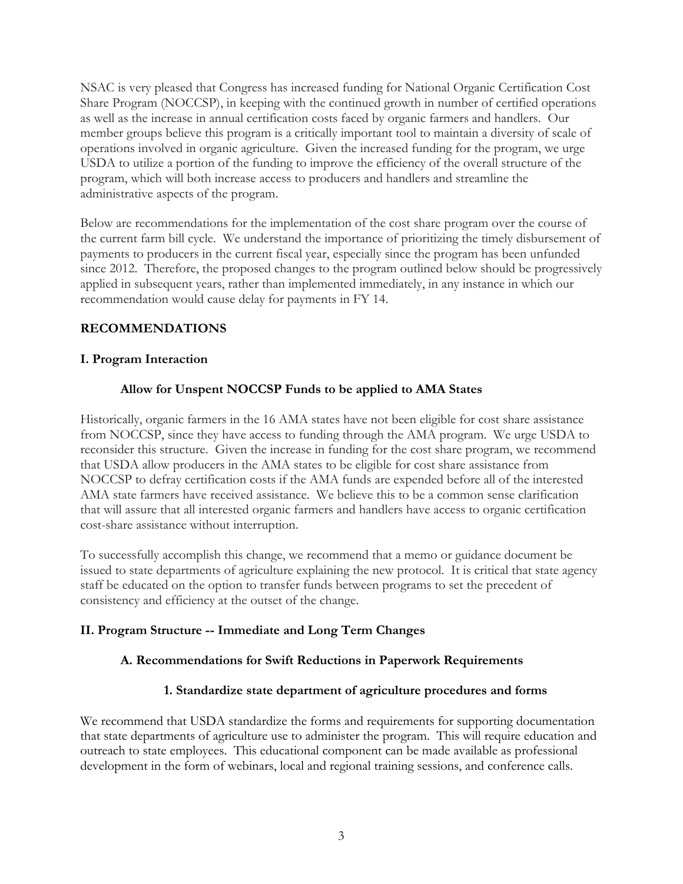NSAC is very pleased that Congress has increased funding for National Organic Certification Cost Share Program (NOCCSP), in keeping with the continued growth in number of certified operations as well as the increase in annual certification costs faced by organic farmers and handlers. Our member groups believe this program is a critically important tool to maintain a diversity of scale of operations involved in organic agriculture. Given the increased funding for the program, we urge USDA to utilize a portion of the funding to improve the efficiency of the overall structure of the program, which will both increase access to producers and handlers and streamline the administrative aspects of the program.

Below are recommendations for the implementation of the cost share program over the course of the current farm bill cycle. We understand the importance of prioritizing the timely disbursement of payments to producers in the current fiscal year, especially since the program has been unfunded since 2012. Therefore, the proposed changes to the program outlined below should be progressively applied in subsequent years, rather than implemented immediately, in any instance in which our recommendation would cause delay for payments in FY 14.

## RECOMMENDATIONS

### I. Program Interaction

#### Allow for Unspent NOCCSP Funds to be applied to AMA States

Historically, organic farmers in the 16 AMA states have not been eligible for cost share assistance from NOCCSP, since they have access to funding through the AMA program. We urge USDA to reconsider this structure. Given the increase in funding for the cost share program, we recommend that USDA allow producers in the AMA states to be eligible for cost share assistance from NOCCSP to defray certification costs if the AMA funds are expended before all of the interested AMA state farmers have received assistance. We believe this to be a common sense clarification that will assure that all interested organic farmers and handlers have access to organic certification cost-share assistance without interruption.

To successfully accomplish this change, we recommend that a memo or guidance document be issued to state departments of agriculture explaining the new protocol. It is critical that state agency staff be educated on the option to transfer funds between programs to set the precedent of consistency and efficiency at the outset of the change.

### II. Program Structure -- Immediate and Long Term Changes

#### A. Recommendations for Swift Reductions in Paperwork Requirements

##### 1. Standardize state department of agriculture procedures and forms

We recommend that USDA standardize the forms and requirements for supporting documentation that state departments of agriculture use to administer the program. This will require education and outreach to state employees. This educational component can be made available as professional development in the form of webinars, local and regional training sessions, and conference calls.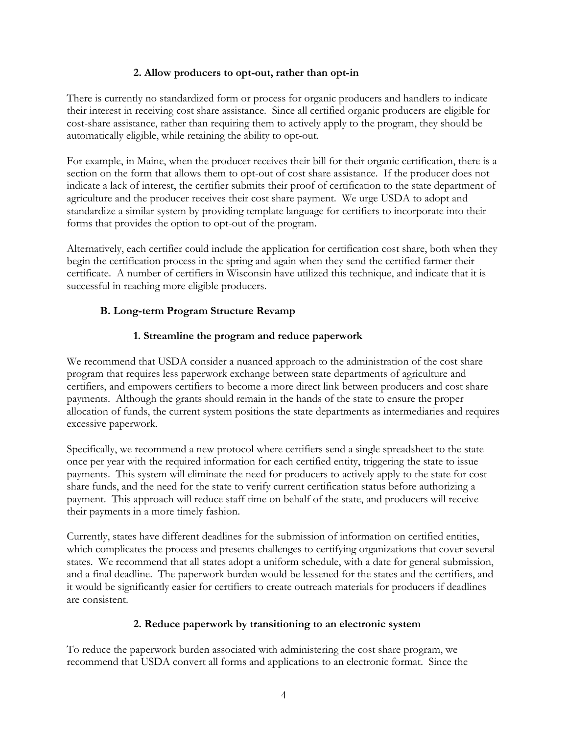#### 2. Allow producers to opt-out, rather than opt-in

There is currently no standardized form or process for organic producers and handlers to indicate their interest in receiving cost share assistance. Since all certified organic producers are eligible for cost-share assistance, rather than requiring them to actively apply to the program, they should be automatically eligible, while retaining the ability to opt-out.

For example, in Maine, when the producer receives their bill for their organic certification, there is a section on the form that allows them to opt-out of cost share assistance. If the producer does not indicate a lack of interest, the certifier submits their proof of certification to the state department of agriculture and the producer receives their cost share payment. We urge USDA to adopt and standardize a similar system by providing template language for certifiers to incorporate into their forms that provides the option to opt-out of the program.

Alternatively, each certifier could include the application for certification cost share, both when they begin the certification process in the spring and again when they send the certified farmer their certificate. A number of certifiers in Wisconsin have utilized this technique, and indicate that it is successful in reaching more eligible producers.

### B. Long-term Program Structure Revamp

#### 1. Streamline the program and reduce paperwork

We recommend that USDA consider a nuanced approach to the administration of the cost share program that requires less paperwork exchange between state departments of agriculture and certifiers, and empowers certifiers to become a more direct link between producers and cost share payments. Although the grants should remain in the hands of the state to ensure the proper allocation of funds, the current system positions the state departments as intermediaries and requires excessive paperwork.

Specifically, we recommend a new protocol where certifiers send a single spreadsheet to the state once per year with the required information for each certified entity, triggering the state to issue payments. This system will eliminate the need for producers to actively apply to the state for cost share funds, and the need for the state to verify current certification status before authorizing a payment. This approach will reduce staff time on behalf of the state, and producers will receive their payments in a more timely fashion.

Currently, states have different deadlines for the submission of information on certified entities, which complicates the process and presents challenges to certifying organizations that cover several states. We recommend that all states adopt a uniform schedule, with a date for general submission, and a final deadline. The paperwork burden would be lessened for the states and the certifiers, and it would be significantly easier for certifiers to create outreach materials for producers if deadlines are consistent.

#### 2. Reduce paperwork by transitioning to an electronic system

To reduce the paperwork burden associated with administering the cost share program, we recommend that USDA convert all forms and applications to an electronic format. Since the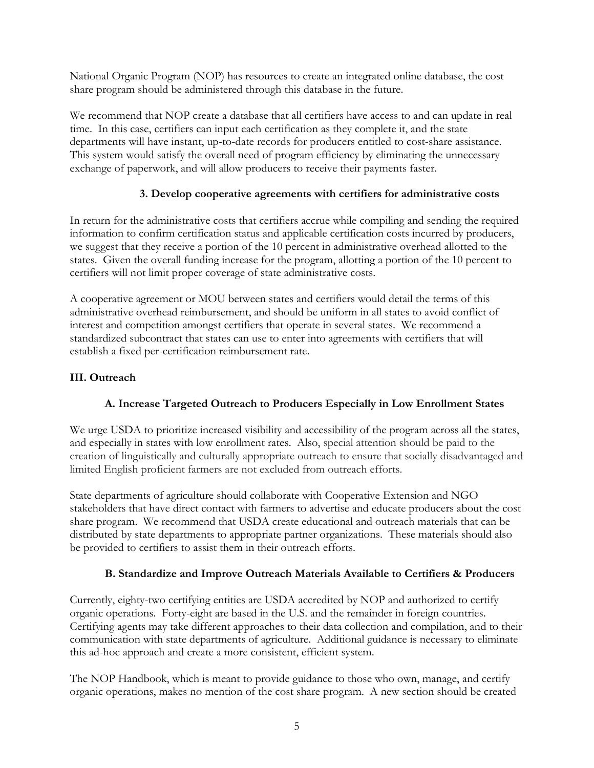National Organic Program (NOP) has resources to create an integrated online database, the cost share program should be administered through this database in the future.

We recommend that NOP create a database that all certifiers have access to and can update in real time. In this case, certifiers can input each certification as they complete it, and the state departments will have instant, up-to-date records for producers entitled to cost-share assistance. This system would satisfy the overall need of program efficiency by eliminating the unnecessary exchange of paperwork, and will allow producers to receive their payments faster.

#### 3. Develop cooperative agreements with certifiers for administrative costs

In return for the administrative costs that certifiers accrue while compiling and sending the required information to confirm certification status and applicable certification costs incurred by producers, we suggest that they receive a portion of the 10 percent in administrative overhead allotted to the states. Given the overall funding increase for the program, allotting a portion of the 10 percent to certifiers will not limit proper coverage of state administrative costs.

A cooperative agreement or MOU between states and certifiers would detail the terms of this administrative overhead reimbursement, and should be uniform in all states to avoid conflict of interest and competition amongst certifiers that operate in several states. We recommend a standardized subcontract that states can use to enter into agreements with certifiers that will establish a fixed per-certification reimbursement rate.

## III. Outreach

### A. Increase Targeted Outreach to Producers Especially in Low Enrollment States

We urge USDA to prioritize increased visibility and accessibility of the program across all the states, and especially in states with low enrollment rates. Also, special attention should be paid to the creation of linguistically and culturally appropriate outreach to ensure that socially disadvantaged and limited English proficient farmers are not excluded from outreach efforts.

State departments of agriculture should collaborate with Cooperative Extension and NGO stakeholders that have direct contact with farmers to advertise and educate producers about the cost share program. We recommend that USDA create educational and outreach materials that can be distributed by state departments to appropriate partner organizations. These materials should also be provided to certifiers to assist them in their outreach efforts.

### B. Standardize and Improve Outreach Materials Available to Certifiers & Producers

Currently, eighty-two certifying entities are USDA accredited by NOP and authorized to certify organic operations. Forty-eight are based in the U.S. and the remainder in foreign countries. Certifying agents may take different approaches to their data collection and compilation, and to their communication with state departments of agriculture. Additional guidance is necessary to eliminate this ad-hoc approach and create a more consistent, efficient system.

The NOP Handbook, which is meant to provide guidance to those who own, manage, and certify organic operations, makes no mention of the cost share program. A new section should be created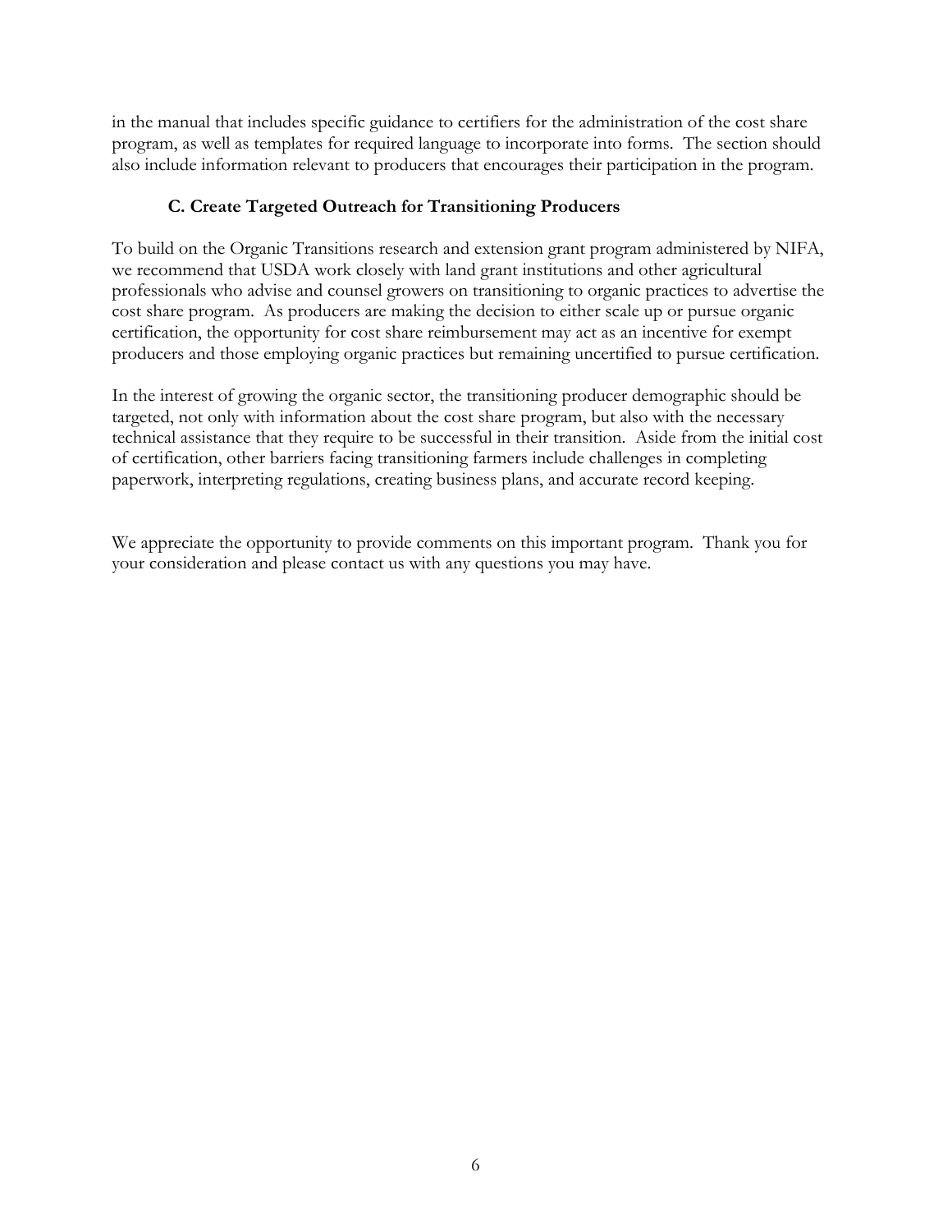in the manual that includes specific guidance to certifiers for the administration of the cost share program, as well as templates for required language to incorporate into forms. The section should also include information relevant to producers that encourages their participation in the program.

### C. Create Targeted Outreach for Transitioning Producers

To build on the Organic Transitions research and extension grant program administered by NIFA, we recommend that USDA work closely with land grant institutions and other agricultural professionals who advise and counsel growers on transitioning to organic practices to advertise the cost share program. As producers are making the decision to either scale up or pursue organic certification, the opportunity for cost share reimbursement may act as an incentive for exempt producers and those employing organic practices but remaining uncertified to pursue certification.

In the interest of growing the organic sector, the transitioning producer demographic should be targeted, not only with information about the cost share program, but also with the necessary technical assistance that they require to be successful in their transition. Aside from the initial cost of certification, other barriers facing transitioning farmers include challenges in completing paperwork, interpreting regulations, creating business plans, and accurate record keeping.

We appreciate the opportunity to provide comments on this important program. Thank you for your consideration and please contact us with any questions you may have.